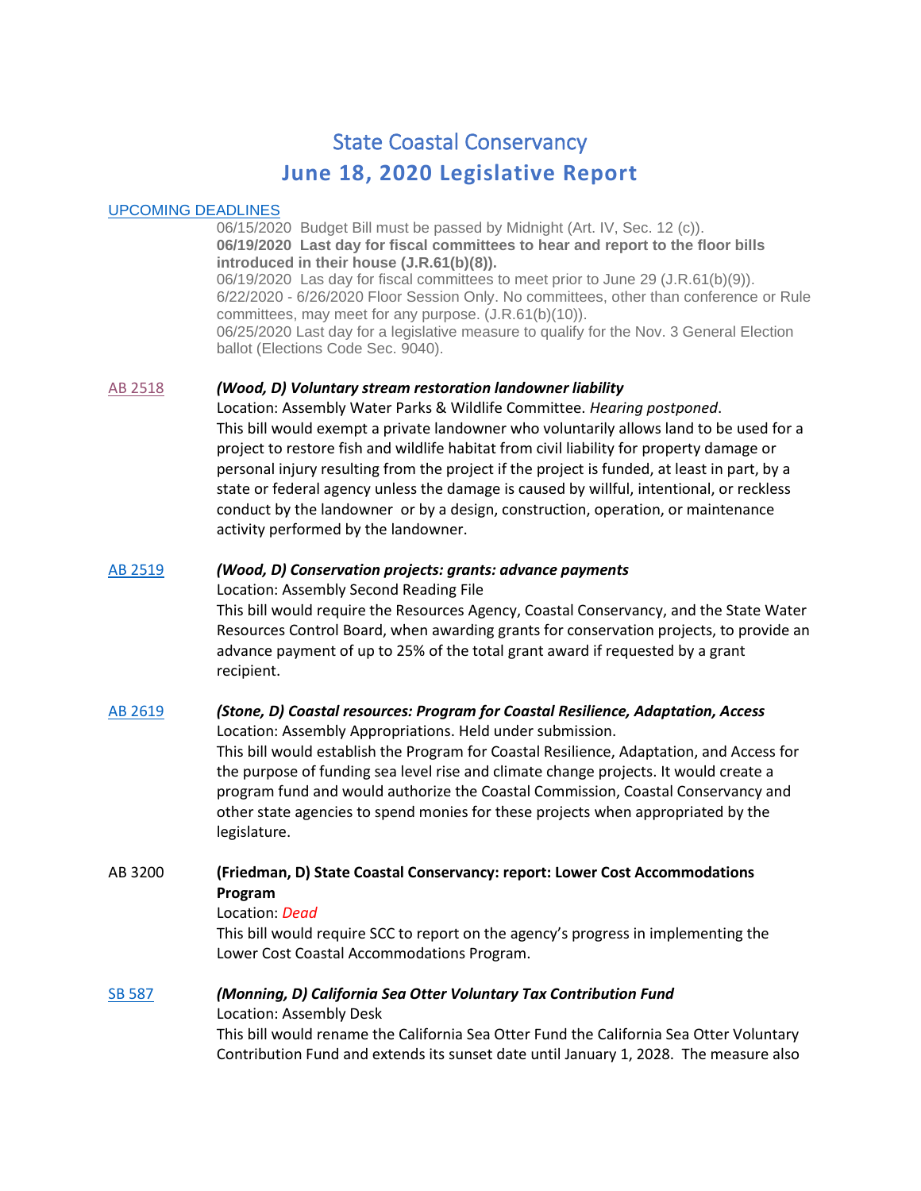# State Coastal Conservancy

## June 18, 2020 Legislative Report

UPCOMING DEADLINES

06/15/2020 Budget Bill must be passed by Midnight (Art. IV, Sec. 12 (c)).
**06/19/2020 Last day for fiscal committees to hear and report to the floor bills introduced in their house (J.R.61(b)(8)).**
06/19/2020 Las day for fiscal committees to meet prior to June 29 (J.R.61(b)(9)).
6/22/2020 - 6/26/2020 Floor Session Only. No committees, other than conference or Rule committees, may meet for any purpose. (J.R.61(b)(10)).
06/25/2020 Last day for a legislative measure to qualify for the Nov. 3 General Election ballot (Elections Code Sec. 9040).

**AB 2518** ***(Wood, D) Voluntary stream restoration landowner liability***
Location: Assembly Water Parks & Wildlife Committee. *Hearing postponed*.
This bill would exempt a private landowner who voluntarily allows land to be used for a project to restore fish and wildlife habitat from civil liability for property damage or personal injury resulting from the project if the project is funded, at least in part, by a state or federal agency unless the damage is caused by willful, intentional, or reckless conduct by the landowner or by a design, construction, operation, or maintenance activity performed by the landowner.

**AB 2519** ***(Wood, D) Conservation projects: grants: advance payments***
Location: Assembly Second Reading File
This bill would require the Resources Agency, Coastal Conservancy, and the State Water Resources Control Board, when awarding grants for conservation projects, to provide an advance payment of up to 25% of the total grant award if requested by a grant recipient.

**AB 2619** ***(Stone, D) Coastal resources: Program for Coastal Resilience, Adaptation, Access***
Location: Assembly Appropriations. Held under submission.
This bill would establish the Program for Coastal Resilience, Adaptation, and Access for the purpose of funding sea level rise and climate change projects. It would create a program fund and would authorize the Coastal Commission, Coastal Conservancy and other state agencies to spend monies for these projects when appropriated by the legislature.

**AB 3200** **(Friedman, D) State Coastal Conservancy: report: Lower Cost Accommodations Program**
Location: *Dead*
This bill would require SCC to report on the agency's progress in implementing the Lower Cost Coastal Accommodations Program.

**SB 587** ***(Monning, D) California Sea Otter Voluntary Tax Contribution Fund***
Location: Assembly Desk
This bill would rename the California Sea Otter Fund the California Sea Otter Voluntary Contribution Fund and extends its sunset date until January 1, 2028. The measure also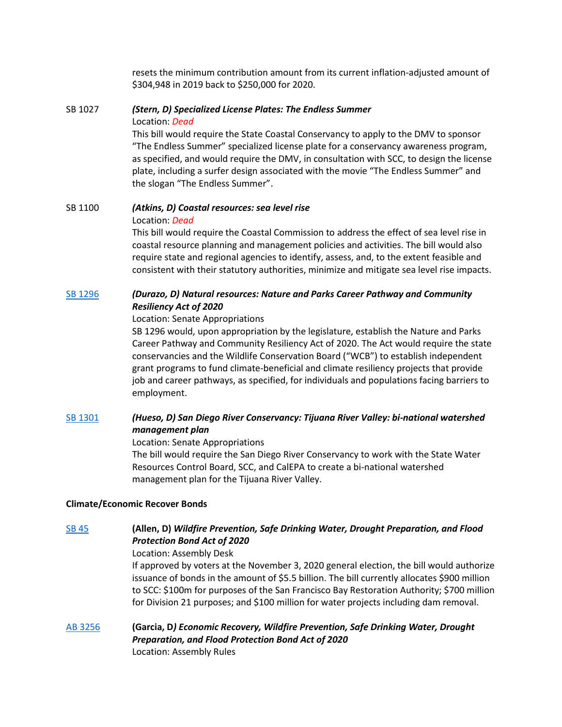resets the minimum contribution amount from its current inflation-adjusted amount of $304,948 in 2019 back to $250,000 for 2020.

SB 1027 ***(Stern, D) Specialized License Plates: The Endless Summer***
Location: *Dead*
This bill would require the State Coastal Conservancy to apply to the DMV to sponsor "The Endless Summer" specialized license plate for a conservancy awareness program, as specified, and would require the DMV, in consultation with SCC, to design the license plate, including a surfer design associated with the movie "The Endless Summer" and the slogan "The Endless Summer".

SB 1100 ***(Atkins, D) Coastal resources: sea level rise***
Location: *Dead*
This bill would require the Coastal Commission to address the effect of sea level rise in coastal resource planning and management policies and activities. The bill would also require state and regional agencies to identify, assess, and, to the extent feasible and consistent with their statutory authorities, minimize and mitigate sea level rise impacts.

SB 1296 ***(Durazo, D) Natural resources: Nature and Parks Career Pathway and Community Resiliency Act of 2020***
Location: Senate Appropriations
SB 1296 would, upon appropriation by the legislature, establish the Nature and Parks Career Pathway and Community Resiliency Act of 2020. The Act would require the state conservancies and the Wildlife Conservation Board ("WCB") to establish independent grant programs to fund climate-beneficial and climate resiliency projects that provide job and career pathways, as specified, for individuals and populations facing barriers to employment.

SB 1301 ***(Hueso, D) San Diego River Conservancy: Tijuana River Valley: bi-national watershed management plan***
Location: Senate Appropriations
The bill would require the San Diego River Conservancy to work with the State Water Resources Control Board, SCC, and CalEPA to create a bi-national watershed management plan for the Tijuana River Valley.

**Climate/Economic Recover Bonds**

SB 45 **(Allen, D) *Wildfire Prevention, Safe Drinking Water, Drought Preparation, and Flood Protection Bond Act of 2020***
Location: Assembly Desk
If approved by voters at the November 3, 2020 general election, the bill would authorize issuance of bonds in the amount of $5.5 billion. The bill currently allocates $900 million to SCC: $100m for purposes of the San Francisco Bay Restoration Authority; $700 million for Division 21 purposes; and $100 million for water projects including dam removal.

AB 3256 **(Garcia, D*) Economic Recovery, Wildfire Prevention, Safe Drinking Water, Drought Preparation, and Flood Protection Bond Act of 2020***
Location: Assembly Rules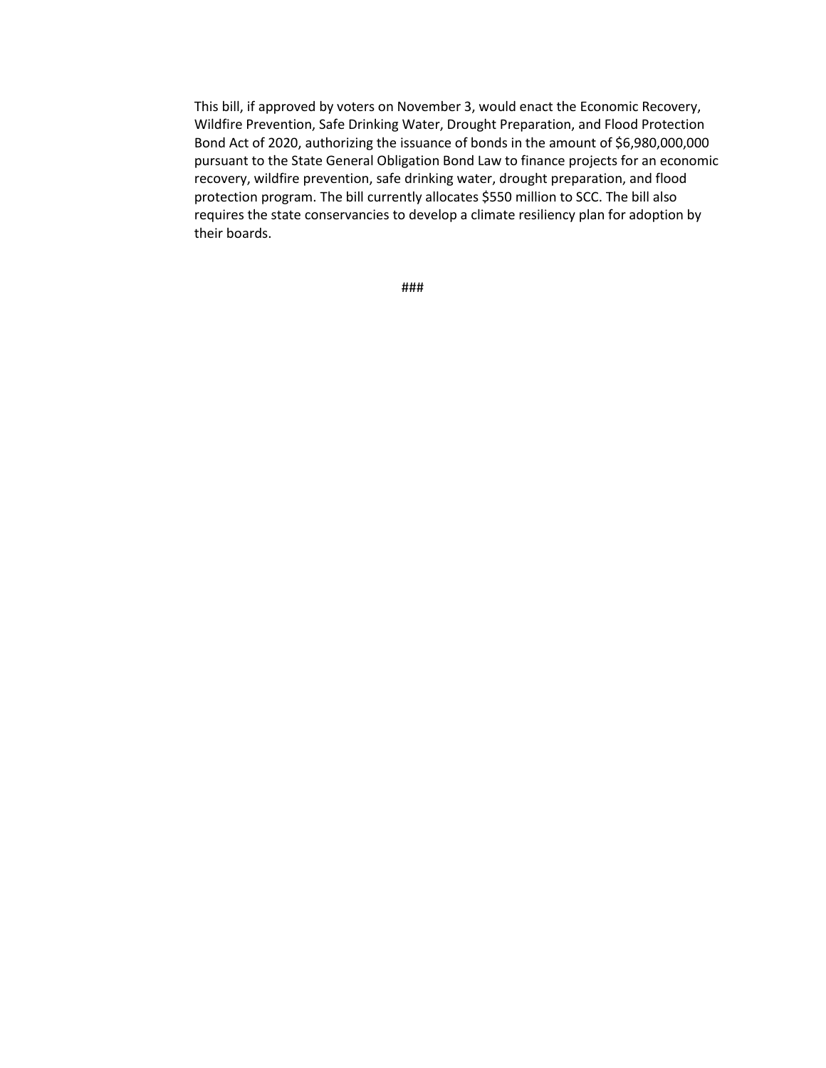This bill, if approved by voters on November 3, would enact the Economic Recovery, Wildfire Prevention, Safe Drinking Water, Drought Preparation, and Flood Protection Bond Act of 2020, authorizing the issuance of bonds in the amount of $6,980,000,000 pursuant to the State General Obligation Bond Law to finance projects for an economic recovery, wildfire prevention, safe drinking water, drought preparation, and flood protection program. The bill currently allocates $550 million to SCC. The bill also requires the state conservancies to develop a climate resiliency plan for adoption by their boards.

###